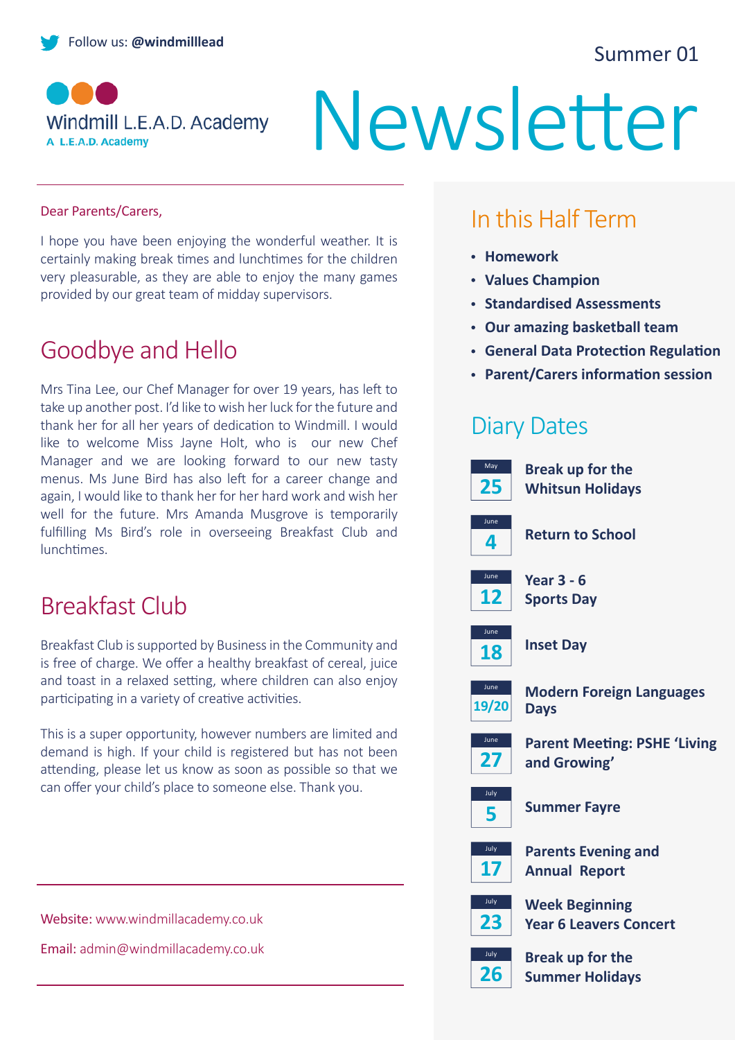Follow us: **@windmilllead**

Summer 01

Windmill L.E.A.D. Academy
A L.E.A.D. Academy

# Newsletter

Dear Parents/Carers,

I hope you have been enjoying the wonderful weather. It is certainly making break times and lunchtimes for the children very pleasurable, as they are able to enjoy the many games provided by our great team of midday supervisors.

## Goodbye and Hello

Mrs Tina Lee, our Chef Manager for over 19 years, has left to take up another post. I'd like to wish her luck for the future and thank her for all her years of dedication to Windmill. I would like to welcome Miss Jayne Holt, who is our new Chef Manager and we are looking forward to our new tasty menus. Ms June Bird has also left for a career change and again, I would like to thank her for her hard work and wish her well for the future. Mrs Amanda Musgrove is temporarily fulfilling Ms Bird's role in overseeing Breakfast Club and lunchtimes.

## Breakfast Club

Breakfast Club is supported by Business in the Community and is free of charge. We offer a healthy breakfast of cereal, juice and toast in a relaxed setting, where children can also enjoy participating in a variety of creative activities.

This is a super opportunity, however numbers are limited and demand is high. If your child is registered but has not been attending, please let us know as soon as possible so that we can offer your child's place to someone else. Thank you.

Website: www.windmillacademy.co.uk

Email: admin@windmillacademy.co.uk

## In this Half Term

- **Homework**
- **Values Champion**
- **Standardised Assessments**
- **Our amazing basketball team**
- **General Data Protection Regulation**
- **Parent/Carers information session**

## Diary Dates

| Date | Event |
|---|---|
| May 25 | **Break up for the Whitsun Holidays** |
| June 4 | **Return to School** |
| June 12 | **Year 3 - 6 Sports Day** |
| June 18 | **Inset Day** |
| June 19/20 | **Modern Foreign Languages Days** |
| June 27 | **Parent Meeting: PSHE 'Living and Growing'** |
| July 5 | **Summer Fayre** |
| July 17 | **Parents Evening and Annual Report** |
| July 23 | **Week Beginning Year 6 Leavers Concert** |
| July 26 | **Break up for the Summer Holidays** |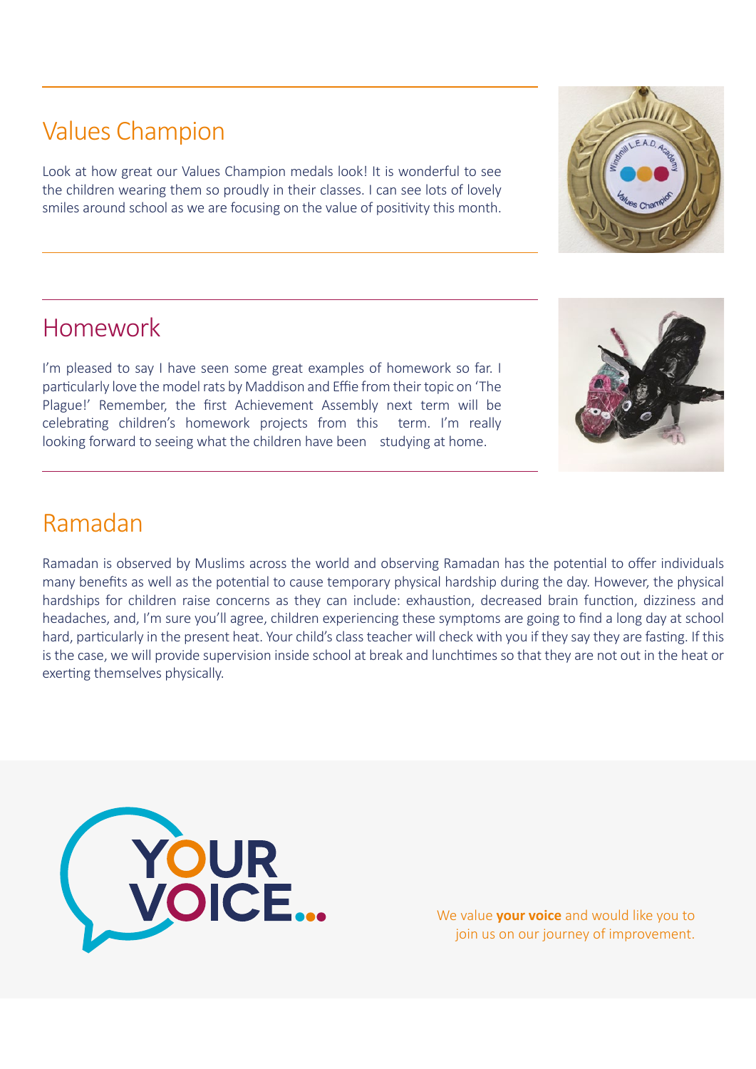## Values Champion

Look at how great our Values Champion medals look! It is wonderful to see the children wearing them so proudly in their classes. I can see lots of lovely smiles around school as we are focusing on the value of positivity this month.

## Homework

I'm pleased to say I have seen some great examples of homework so far. I particularly love the model rats by Maddison and Effie from their topic on 'The Plague!' Remember, the first Achievement Assembly next term will be celebrating children's homework projects from this term. I'm really looking forward to seeing what the children have been studying at home.

## Ramadan

Ramadan is observed by Muslims across the world and observing Ramadan has the potential to offer individuals many benefits as well as the potential to cause temporary physical hardship during the day. However, the physical hardships for children raise concerns as they can include: exhaustion, decreased brain function, dizziness and headaches, and, I'm sure you'll agree, children experiencing these symptoms are going to find a long day at school hard, particularly in the present heat. Your child's class teacher will check with you if they say they are fasting. If this is the case, we will provide supervision inside school at break and lunchtimes so that they are not out in the heat or exerting themselves physically.

YOUR VOICE...

We value **your voice** and would like you to join us on our journey of improvement.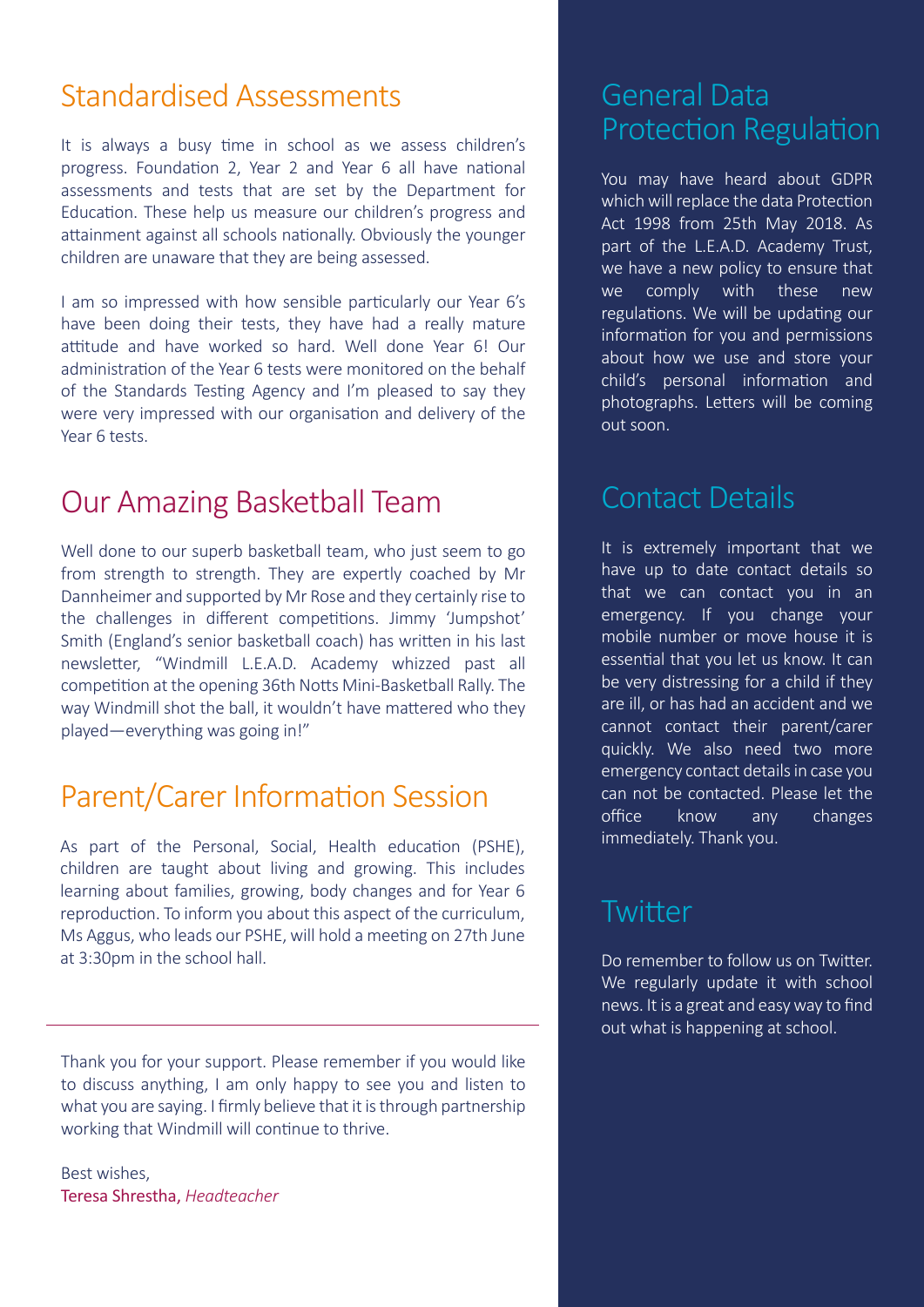## Standardised Assessments

It is always a busy time in school as we assess children's progress. Foundation 2, Year 2 and Year 6 all have national assessments and tests that are set by the Department for Education. These help us measure our children's progress and attainment against all schools nationally. Obviously the younger children are unaware that they are being assessed.

I am so impressed with how sensible particularly our Year 6's have been doing their tests, they have had a really mature attitude and have worked so hard. Well done Year 6! Our administration of the Year 6 tests were monitored on the behalf of the Standards Testing Agency and I'm pleased to say they were very impressed with our organisation and delivery of the Year 6 tests.

## Our Amazing Basketball Team

Well done to our superb basketball team, who just seem to go from strength to strength. They are expertly coached by Mr Dannheimer and supported by Mr Rose and they certainly rise to the challenges in different competitions. Jimmy 'Jumpshot' Smith (England's senior basketball coach) has written in his last newsletter, "Windmill L.E.A.D. Academy whizzed past all competition at the opening 36th Notts Mini-Basketball Rally. The way Windmill shot the ball, it wouldn't have mattered who they played—everything was going in!"

## Parent/Carer Information Session

As part of the Personal, Social, Health education (PSHE), children are taught about living and growing. This includes learning about families, growing, body changes and for Year 6 reproduction. To inform you about this aspect of the curriculum, Ms Aggus, who leads our PSHE, will hold a meeting on 27th June at 3:30pm in the school hall.

---

Thank you for your support. Please remember if you would like to discuss anything, I am only happy to see you and listen to what you are saying. I firmly believe that it is through partnership working that Windmill will continue to thrive.

Best wishes,
Teresa Shrestha, *Headteacher*

## General Data Protection Regulation

You may have heard about GDPR which will replace the data Protection Act 1998 from 25th May 2018. As part of the L.E.A.D. Academy Trust, we have a new policy to ensure that we comply with these new regulations. We will be updating our information for you and permissions about how we use and store your child's personal information and photographs. Letters will be coming out soon.

## Contact Details

It is extremely important that we have up to date contact details so that we can contact you in an emergency. If you change your mobile number or move house it is essential that you let us know. It can be very distressing for a child if they are ill, or has had an accident and we cannot contact their parent/carer quickly. We also need two more emergency contact details in case you can not be contacted. Please let the office know any changes immediately. Thank you.

## Twitter

Do remember to follow us on Twitter. We regularly update it with school news. It is a great and easy way to find out what is happening at school.